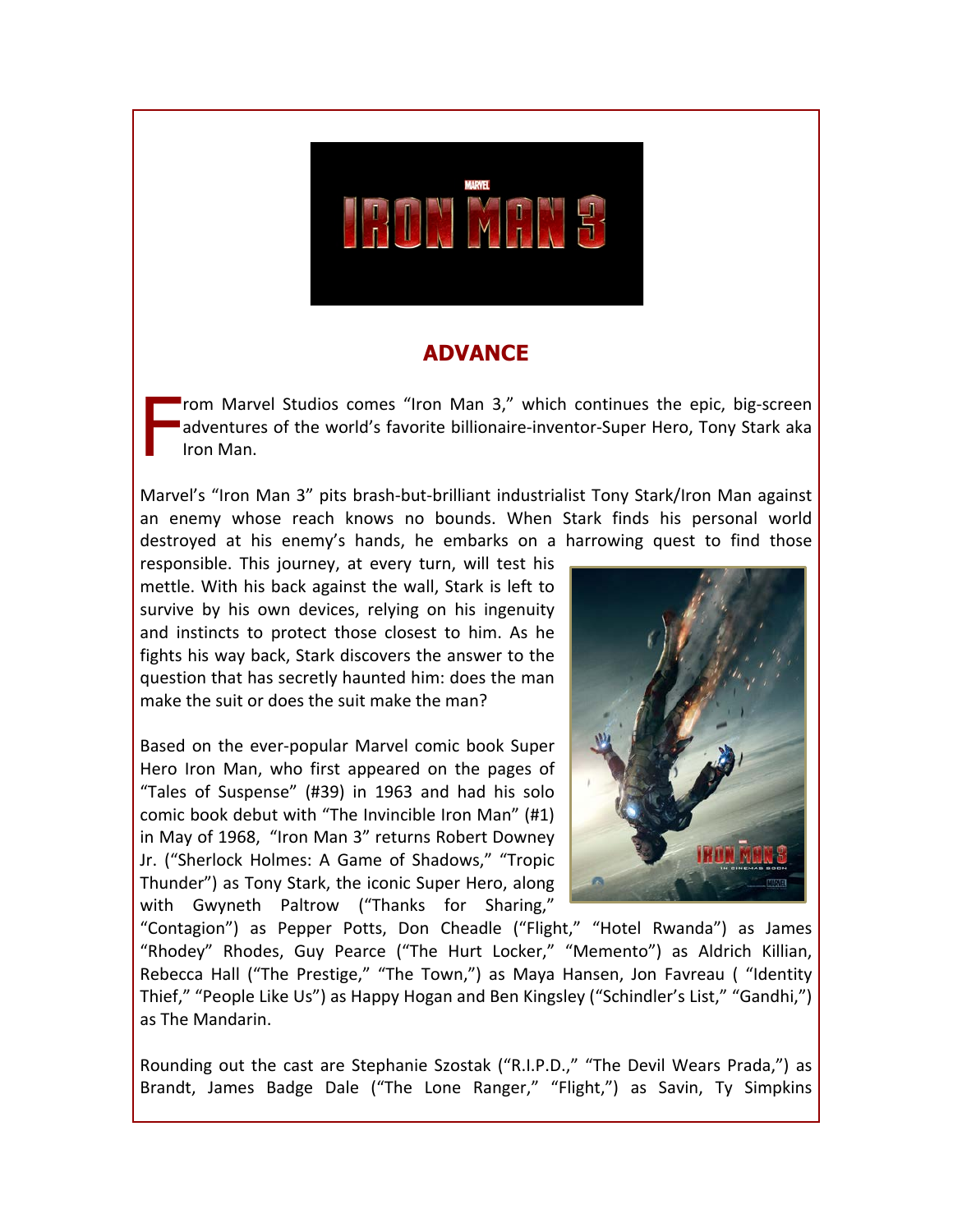# IRON MAN 3

## ADVANCE

From Marvel Studios comes “Iron Man 3,” which continues the epic, big-screen adventures of the world’s favorite billionaire-inventor-Super Hero, Tony Stark aka Iron Man.

Marvel’s “Iron Man 3” pits brash-but-brilliant industrialist Tony Stark/Iron Man against an enemy whose reach knows no bounds. When Stark finds his personal world destroyed at his enemy’s hands, he embarks on a harrowing quest to find those responsible. This journey, at every turn, will test his mettle. With his back against the wall, Stark is left to survive by his own devices, relying on his ingenuity and instincts to protect those closest to him. As he fights his way back, Stark discovers the answer to the question that has secretly haunted him: does the man make the suit or does the suit make the man?

Based on the ever-popular Marvel comic book Super Hero Iron Man, who first appeared on the pages of “Tales of Suspense” (#39) in 1963 and had his solo comic book debut with “The Invincible Iron Man” (#1) in May of 1968, “Iron Man 3” returns Robert Downey Jr. (“Sherlock Holmes: A Game of Shadows,” “Tropic Thunder”) as Tony Stark, the iconic Super Hero, along with Gwyneth Paltrow (“Thanks for Sharing,” “Contagion”) as Pepper Potts, Don Cheadle (“Flight,” “Hotel Rwanda”) as James “Rhodey” Rhodes, Guy Pearce (“The Hurt Locker,” “Memento”) as Aldrich Killian, Rebecca Hall (“The Prestige,” “The Town,”) as Maya Hansen, Jon Favreau ( “Identity Thief,” “People Like Us”) as Happy Hogan and Ben Kingsley (“Schindler’s List,” “Gandhi,”) as The Mandarin.

Rounding out the cast are Stephanie Szostak (“R.I.P.D.,” “The Devil Wears Prada,”) as Brandt, James Badge Dale (“The Lone Ranger,” “Flight,”) as Savin, Ty Simpkins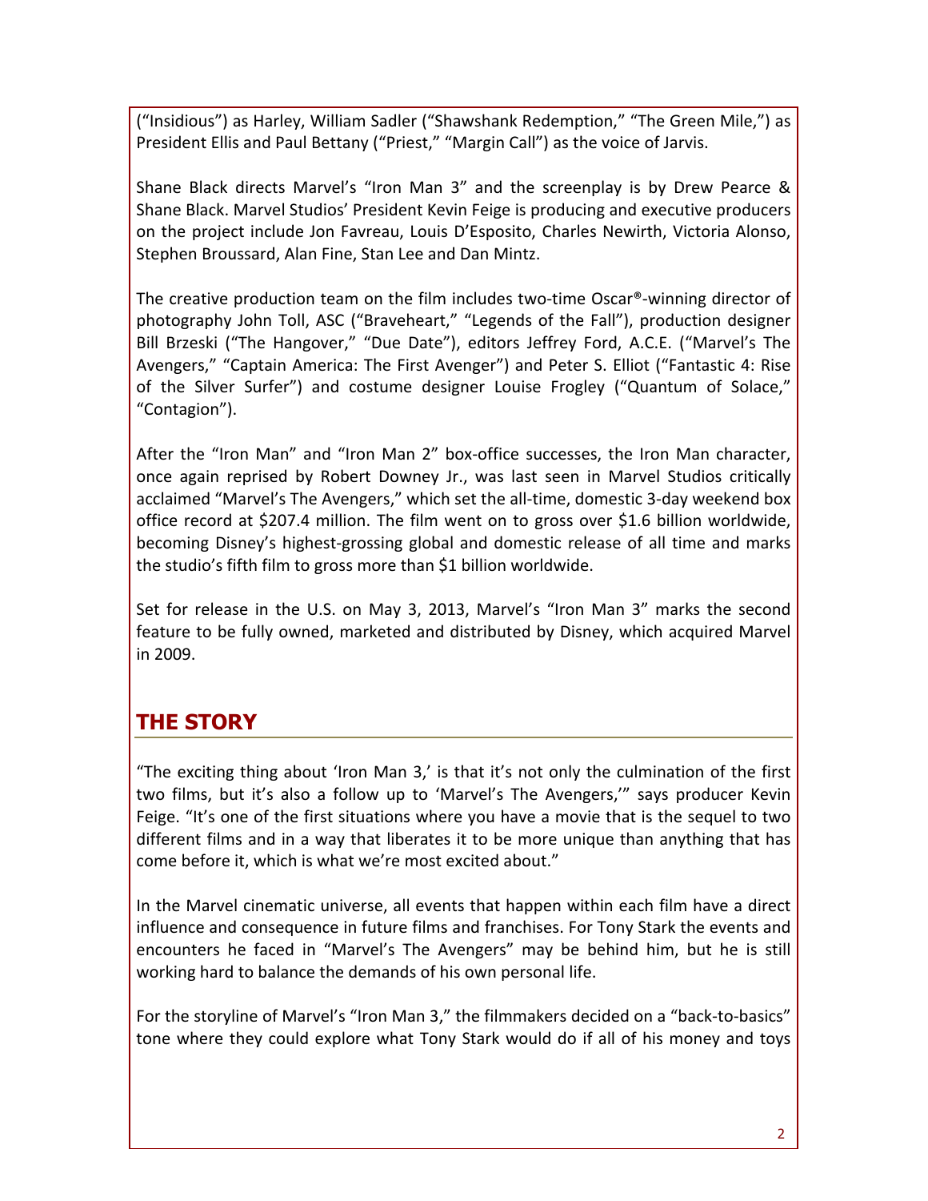("Insidious") as Harley, William Sadler ("Shawshank Redemption," "The Green Mile,") as President Ellis and Paul Bettany ("Priest," "Margin Call") as the voice of Jarvis.

Shane Black directs Marvel's "Iron Man 3" and the screenplay is by Drew Pearce & Shane Black. Marvel Studios' President Kevin Feige is producing and executive producers on the project include Jon Favreau, Louis D'Esposito, Charles Newirth, Victoria Alonso, Stephen Broussard, Alan Fine, Stan Lee and Dan Mintz.

The creative production team on the film includes two-time Oscar®-winning director of photography John Toll, ASC ("Braveheart," "Legends of the Fall"), production designer Bill Brzeski ("The Hangover," "Due Date"), editors Jeffrey Ford, A.C.E. ("Marvel's The Avengers," "Captain America: The First Avenger") and Peter S. Elliot ("Fantastic 4: Rise of the Silver Surfer") and costume designer Louise Frogley ("Quantum of Solace," "Contagion").

After the "Iron Man" and "Iron Man 2" box-office successes, the Iron Man character, once again reprised by Robert Downey Jr., was last seen in Marvel Studios critically acclaimed "Marvel's The Avengers," which set the all-time, domestic 3-day weekend box office record at $207.4 million. The film went on to gross over $1.6 billion worldwide, becoming Disney's highest-grossing global and domestic release of all time and marks the studio's fifth film to gross more than $1 billion worldwide.

Set for release in the U.S. on May 3, 2013, Marvel's "Iron Man 3" marks the second feature to be fully owned, marketed and distributed by Disney, which acquired Marvel in 2009.

## THE STORY

"The exciting thing about 'Iron Man 3,' is that it's not only the culmination of the first two films, but it's also a follow up to 'Marvel's The Avengers,'" says producer Kevin Feige. "It's one of the first situations where you have a movie that is the sequel to two different films and in a way that liberates it to be more unique than anything that has come before it, which is what we're most excited about."

In the Marvel cinematic universe, all events that happen within each film have a direct influence and consequence in future films and franchises. For Tony Stark the events and encounters he faced in "Marvel's The Avengers" may be behind him, but he is still working hard to balance the demands of his own personal life.

For the storyline of Marvel's "Iron Man 3," the filmmakers decided on a "back-to-basics" tone where they could explore what Tony Stark would do if all of his money and toys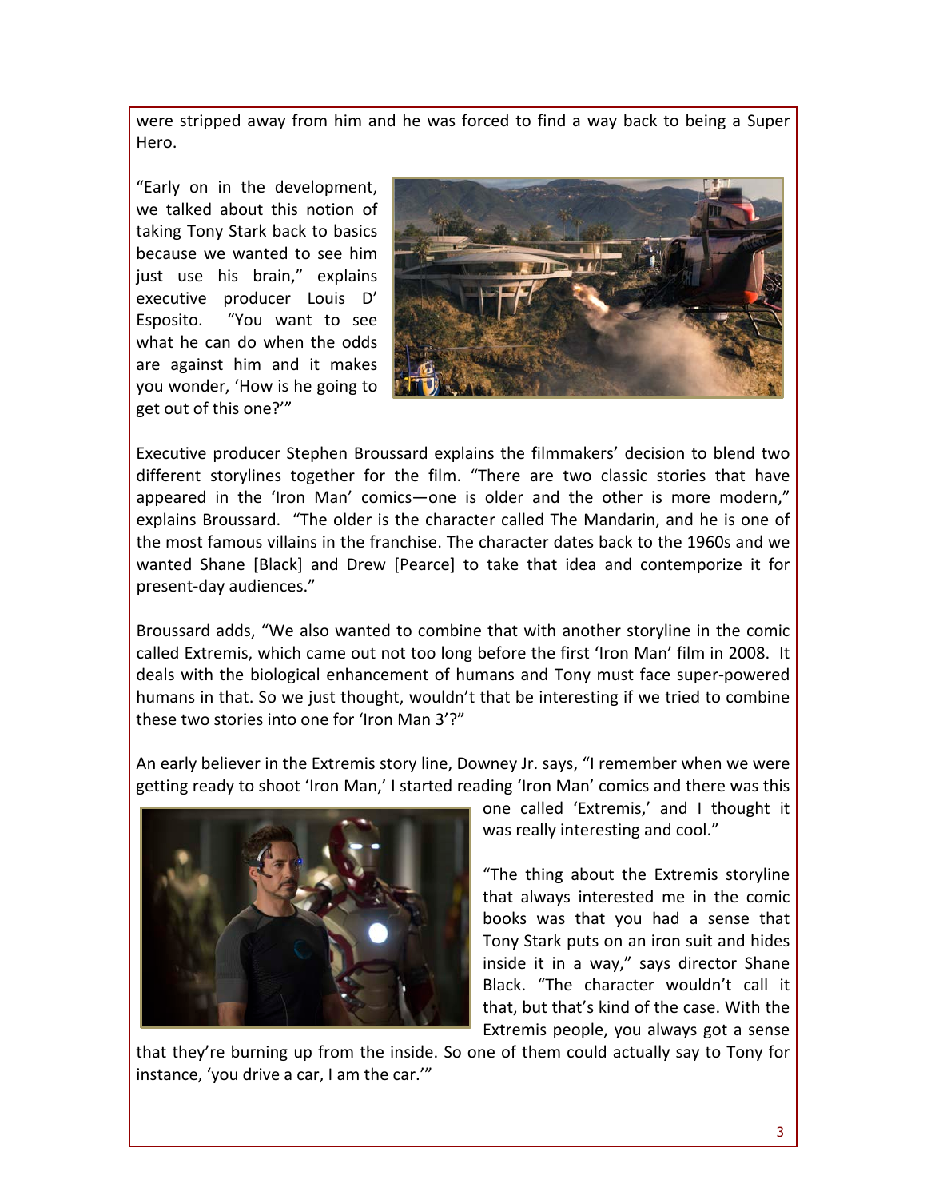were stripped away from him and he was forced to find a way back to being a Super Hero.

"Early on in the development, we talked about this notion of taking Tony Stark back to basics because we wanted to see him just use his brain," explains executive producer Louis D' Esposito. "You want to see what he can do when the odds are against him and it makes you wonder, 'How is he going to get out of this one?'"

Executive producer Stephen Broussard explains the filmmakers' decision to blend two different storylines together for the film. "There are two classic stories that have appeared in the 'Iron Man' comics—one is older and the other is more modern," explains Broussard. "The older is the character called The Mandarin, and he is one of the most famous villains in the franchise. The character dates back to the 1960s and we wanted Shane [Black] and Drew [Pearce] to take that idea and contemporize it for present-day audiences."

Broussard adds, "We also wanted to combine that with another storyline in the comic called Extremis, which came out not too long before the first 'Iron Man' film in 2008. It deals with the biological enhancement of humans and Tony must face super-powered humans in that. So we just thought, wouldn't that be interesting if we tried to combine these two stories into one for 'Iron Man 3'?"

An early believer in the Extremis story line, Downey Jr. says, "I remember when we were getting ready to shoot 'Iron Man,' I started reading 'Iron Man' comics and there was this one called 'Extremis,' and I thought it was really interesting and cool."

"The thing about the Extremis storyline that always interested me in the comic books was that you had a sense that Tony Stark puts on an iron suit and hides inside it in a way," says director Shane Black. "The character wouldn't call it that, but that's kind of the case. With the Extremis people, you always got a sense that they're burning up from the inside. So one of them could actually say to Tony for instance, 'you drive a car, I am the car.'"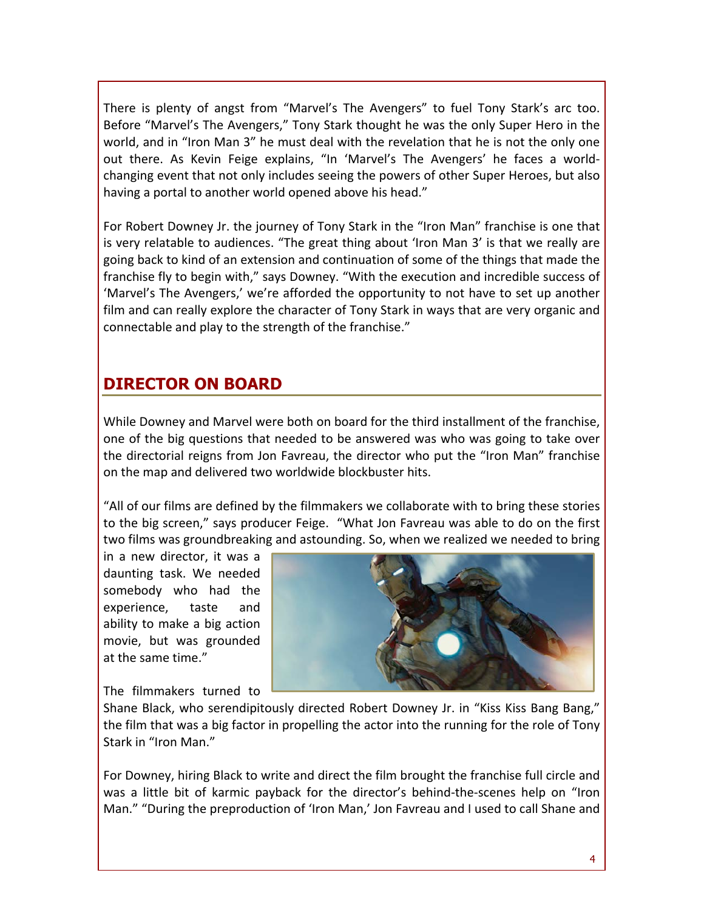There is plenty of angst from "Marvel's The Avengers" to fuel Tony Stark's arc too. Before "Marvel's The Avengers," Tony Stark thought he was the only Super Hero in the world, and in "Iron Man 3" he must deal with the revelation that he is not the only one out there. As Kevin Feige explains, "In 'Marvel's The Avengers' he faces a world-changing event that not only includes seeing the powers of other Super Heroes, but also having a portal to another world opened above his head."

For Robert Downey Jr. the journey of Tony Stark in the "Iron Man" franchise is one that is very relatable to audiences. "The great thing about 'Iron Man 3' is that we really are going back to kind of an extension and continuation of some of the things that made the franchise fly to begin with," says Downey. "With the execution and incredible success of 'Marvel's The Avengers,' we're afforded the opportunity to not have to set up another film and can really explore the character of Tony Stark in ways that are very organic and connectable and play to the strength of the franchise."

## DIRECTOR ON BOARD

While Downey and Marvel were both on board for the third installment of the franchise, one of the big questions that needed to be answered was who was going to take over the directorial reigns from Jon Favreau, the director who put the "Iron Man" franchise on the map and delivered two worldwide blockbuster hits.

"All of our films are defined by the filmmakers we collaborate with to bring these stories to the big screen," says producer Feige. "What Jon Favreau was able to do on the first two films was groundbreaking and astounding. So, when we realized we needed to bring in a new director, it was a daunting task. We needed somebody who had the experience, taste and ability to make a big action movie, but was grounded at the same time."

The filmmakers turned to Shane Black, who serendipitously directed Robert Downey Jr. in "Kiss Kiss Bang Bang," the film that was a big factor in propelling the actor into the running for the role of Tony Stark in "Iron Man."

For Downey, hiring Black to write and direct the film brought the franchise full circle and was a little bit of karmic payback for the director's behind-the-scenes help on "Iron Man." "During the preproduction of 'Iron Man,' Jon Favreau and I used to call Shane and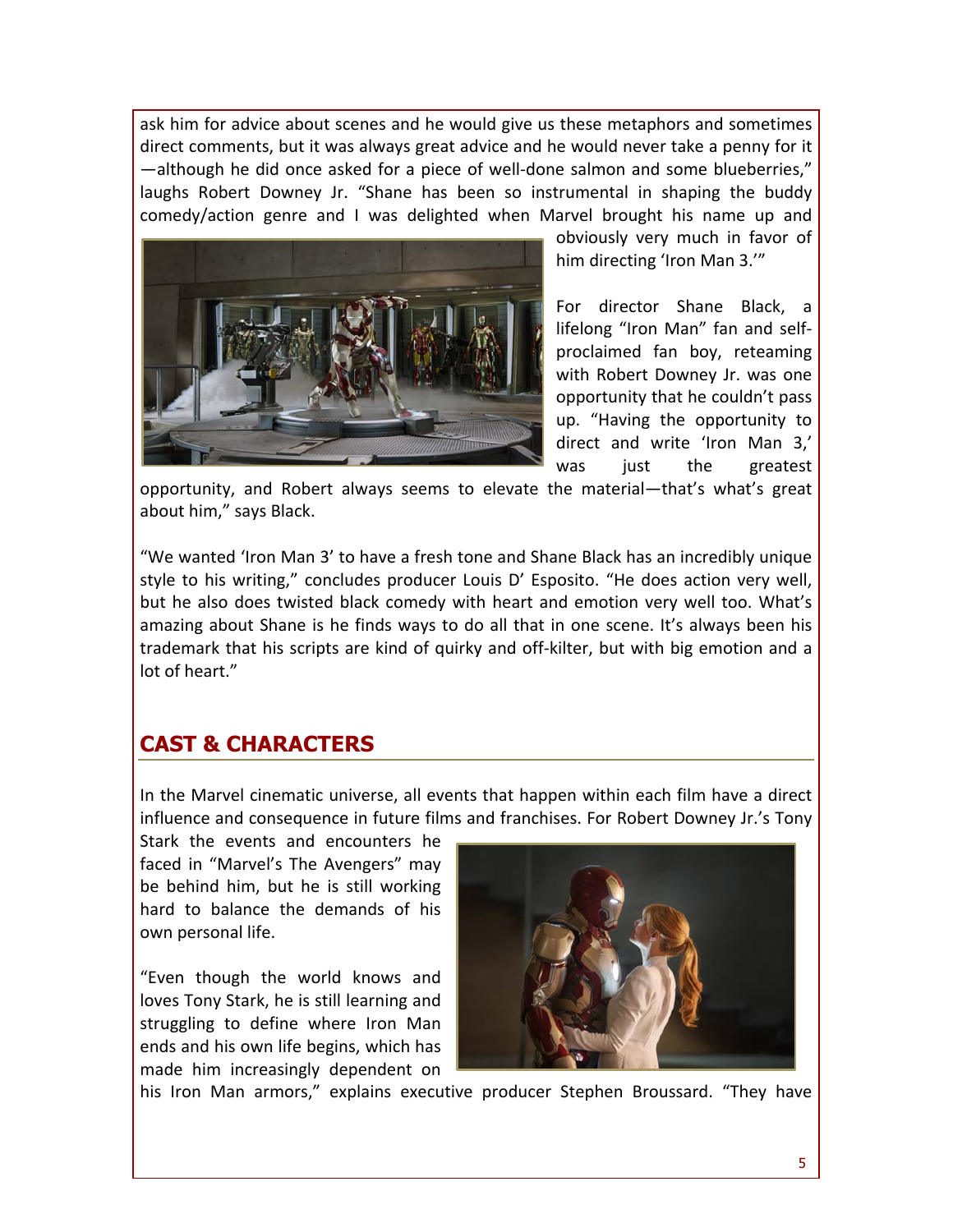ask him for advice about scenes and he would give us these metaphors and sometimes direct comments, but it was always great advice and he would never take a penny for it—although he did once asked for a piece of well-done salmon and some blueberries," laughs Robert Downey Jr. "Shane has been so instrumental in shaping the buddy comedy/action genre and I was delighted when Marvel brought his name up and obviously very much in favor of him directing 'Iron Man 3.'"

For director Shane Black, a lifelong "Iron Man" fan and self-proclaimed fan boy, reteaming with Robert Downey Jr. was one opportunity that he couldn't pass up. "Having the opportunity to direct and write 'Iron Man 3,' was just the greatest opportunity, and Robert always seems to elevate the material—that's what's great about him," says Black.

"We wanted 'Iron Man 3' to have a fresh tone and Shane Black has an incredibly unique style to his writing," concludes producer Louis D' Esposito. "He does action very well, but he also does twisted black comedy with heart and emotion very well too. What's amazing about Shane is he finds ways to do all that in one scene. It's always been his trademark that his scripts are kind of quirky and off-kilter, but with big emotion and a lot of heart."

## CAST & CHARACTERS

In the Marvel cinematic universe, all events that happen within each film have a direct influence and consequence in future films and franchises. For Robert Downey Jr.'s Tony Stark the events and encounters he faced in "Marvel's The Avengers" may be behind him, but he is still working hard to balance the demands of his own personal life.

"Even though the world knows and loves Tony Stark, he is still learning and struggling to define where Iron Man ends and his own life begins, which has made him increasingly dependent on his Iron Man armors," explains executive producer Stephen Broussard. "They have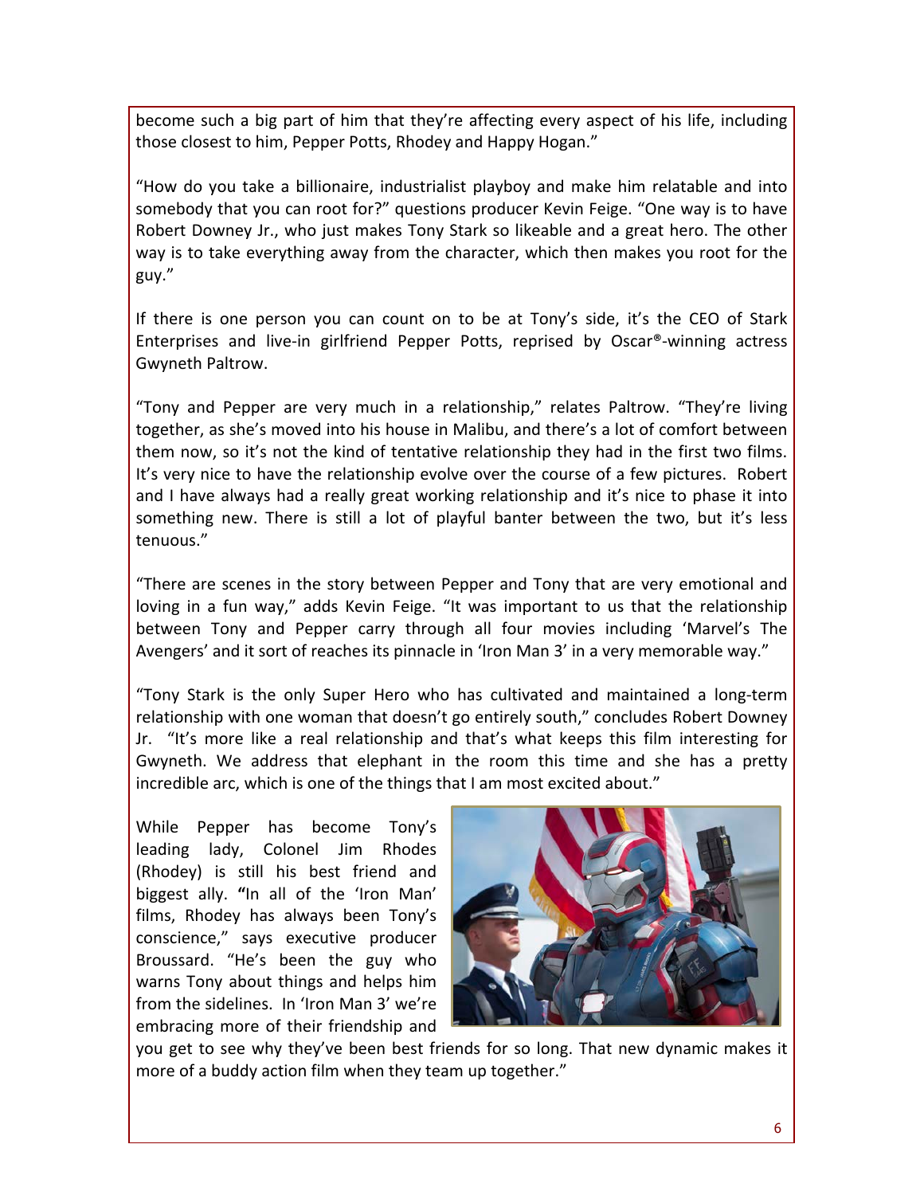become such a big part of him that they're affecting every aspect of his life, including those closest to him, Pepper Potts, Rhodey and Happy Hogan."

"How do you take a billionaire, industrialist playboy and make him relatable and into somebody that you can root for?" questions producer Kevin Feige. "One way is to have Robert Downey Jr., who just makes Tony Stark so likeable and a great hero. The other way is to take everything away from the character, which then makes you root for the guy."

If there is one person you can count on to be at Tony's side, it's the CEO of Stark Enterprises and live-in girlfriend Pepper Potts, reprised by Oscar®-winning actress Gwyneth Paltrow.

"Tony and Pepper are very much in a relationship," relates Paltrow. "They're living together, as she's moved into his house in Malibu, and there's a lot of comfort between them now, so it's not the kind of tentative relationship they had in the first two films. It's very nice to have the relationship evolve over the course of a few pictures. Robert and I have always had a really great working relationship and it's nice to phase it into something new. There is still a lot of playful banter between the two, but it's less tenuous."

"There are scenes in the story between Pepper and Tony that are very emotional and loving in a fun way," adds Kevin Feige. "It was important to us that the relationship between Tony and Pepper carry through all four movies including 'Marvel's The Avengers' and it sort of reaches its pinnacle in 'Iron Man 3' in a very memorable way."

"Tony Stark is the only Super Hero who has cultivated and maintained a long-term relationship with one woman that doesn't go entirely south," concludes Robert Downey Jr. "It's more like a real relationship and that's what keeps this film interesting for Gwyneth. We address that elephant in the room this time and she has a pretty incredible arc, which is one of the things that I am most excited about."

While Pepper has become Tony's leading lady, Colonel Jim Rhodes (Rhodey) is still his best friend and biggest ally. "In all of the 'Iron Man' films, Rhodey has always been Tony's conscience," says executive producer Broussard. "He's been the guy who warns Tony about things and helps him from the sidelines. In 'Iron Man 3' we're embracing more of their friendship and you get to see why they've been best friends for so long. That new dynamic makes it more of a buddy action film when they team up together."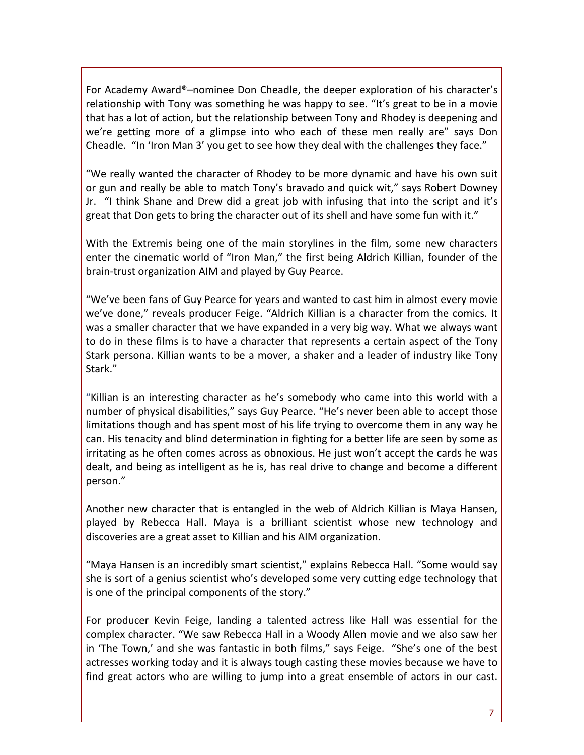For Academy Award®–nominee Don Cheadle, the deeper exploration of his character's relationship with Tony was something he was happy to see. "It's great to be in a movie that has a lot of action, but the relationship between Tony and Rhodey is deepening and we're getting more of a glimpse into who each of these men really are" says Don Cheadle. "In 'Iron Man 3' you get to see how they deal with the challenges they face."

"We really wanted the character of Rhodey to be more dynamic and have his own suit or gun and really be able to match Tony's bravado and quick wit," says Robert Downey Jr. "I think Shane and Drew did a great job with infusing that into the script and it's great that Don gets to bring the character out of its shell and have some fun with it."

With the Extremis being one of the main storylines in the film, some new characters enter the cinematic world of "Iron Man," the first being Aldrich Killian, founder of the brain-trust organization AIM and played by Guy Pearce.

"We've been fans of Guy Pearce for years and wanted to cast him in almost every movie we've done," reveals producer Feige. "Aldrich Killian is a character from the comics. It was a smaller character that we have expanded in a very big way. What we always want to do in these films is to have a character that represents a certain aspect of the Tony Stark persona. Killian wants to be a mover, a shaker and a leader of industry like Tony Stark."

"Killian is an interesting character as he's somebody who came into this world with a number of physical disabilities," says Guy Pearce. "He's never been able to accept those limitations though and has spent most of his life trying to overcome them in any way he can. His tenacity and blind determination in fighting for a better life are seen by some as irritating as he often comes across as obnoxious. He just won't accept the cards he was dealt, and being as intelligent as he is, has real drive to change and become a different person."

Another new character that is entangled in the web of Aldrich Killian is Maya Hansen, played by Rebecca Hall. Maya is a brilliant scientist whose new technology and discoveries are a great asset to Killian and his AIM organization.

"Maya Hansen is an incredibly smart scientist," explains Rebecca Hall. "Some would say she is sort of a genius scientist who's developed some very cutting edge technology that is one of the principal components of the story."

For producer Kevin Feige, landing a talented actress like Hall was essential for the complex character. "We saw Rebecca Hall in a Woody Allen movie and we also saw her in 'The Town,' and she was fantastic in both films," says Feige. "She's one of the best actresses working today and it is always tough casting these movies because we have to find great actors who are willing to jump into a great ensemble of actors in our cast.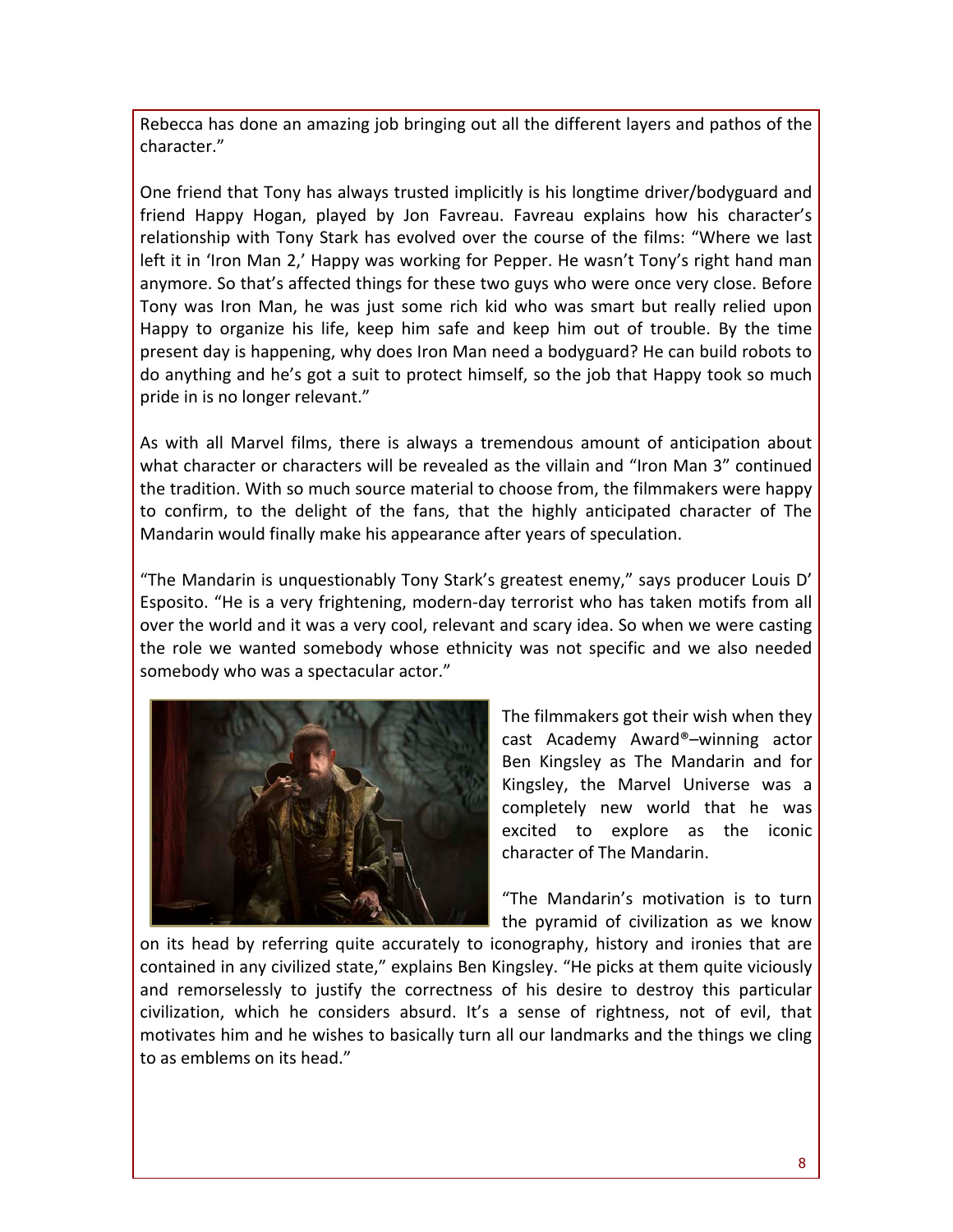Rebecca has done an amazing job bringing out all the different layers and pathos of the character."

One friend that Tony has always trusted implicitly is his longtime driver/bodyguard and friend Happy Hogan, played by Jon Favreau. Favreau explains how his character's relationship with Tony Stark has evolved over the course of the films: "Where we last left it in 'Iron Man 2,' Happy was working for Pepper. He wasn't Tony's right hand man anymore. So that's affected things for these two guys who were once very close. Before Tony was Iron Man, he was just some rich kid who was smart but really relied upon Happy to organize his life, keep him safe and keep him out of trouble. By the time present day is happening, why does Iron Man need a bodyguard? He can build robots to do anything and he's got a suit to protect himself, so the job that Happy took so much pride in is no longer relevant."

As with all Marvel films, there is always a tremendous amount of anticipation about what character or characters will be revealed as the villain and "Iron Man 3" continued the tradition. With so much source material to choose from, the filmmakers were happy to confirm, to the delight of the fans, that the highly anticipated character of The Mandarin would finally make his appearance after years of speculation.

"The Mandarin is unquestionably Tony Stark's greatest enemy," says producer Louis D' Esposito. "He is a very frightening, modern-day terrorist who has taken motifs from all over the world and it was a very cool, relevant and scary idea. So when we were casting the role we wanted somebody whose ethnicity was not specific and we also needed somebody who was a spectacular actor."

The filmmakers got their wish when they cast Academy Award®–winning actor Ben Kingsley as The Mandarin and for Kingsley, the Marvel Universe was a completely new world that he was excited to explore as the iconic character of The Mandarin.

"The Mandarin's motivation is to turn the pyramid of civilization as we know on its head by referring quite accurately to iconography, history and ironies that are contained in any civilized state," explains Ben Kingsley. "He picks at them quite viciously and remorselessly to justify the correctness of his desire to destroy this particular civilization, which he considers absurd. It's a sense of rightness, not of evil, that motivates him and he wishes to basically turn all our landmarks and the things we cling to as emblems on its head."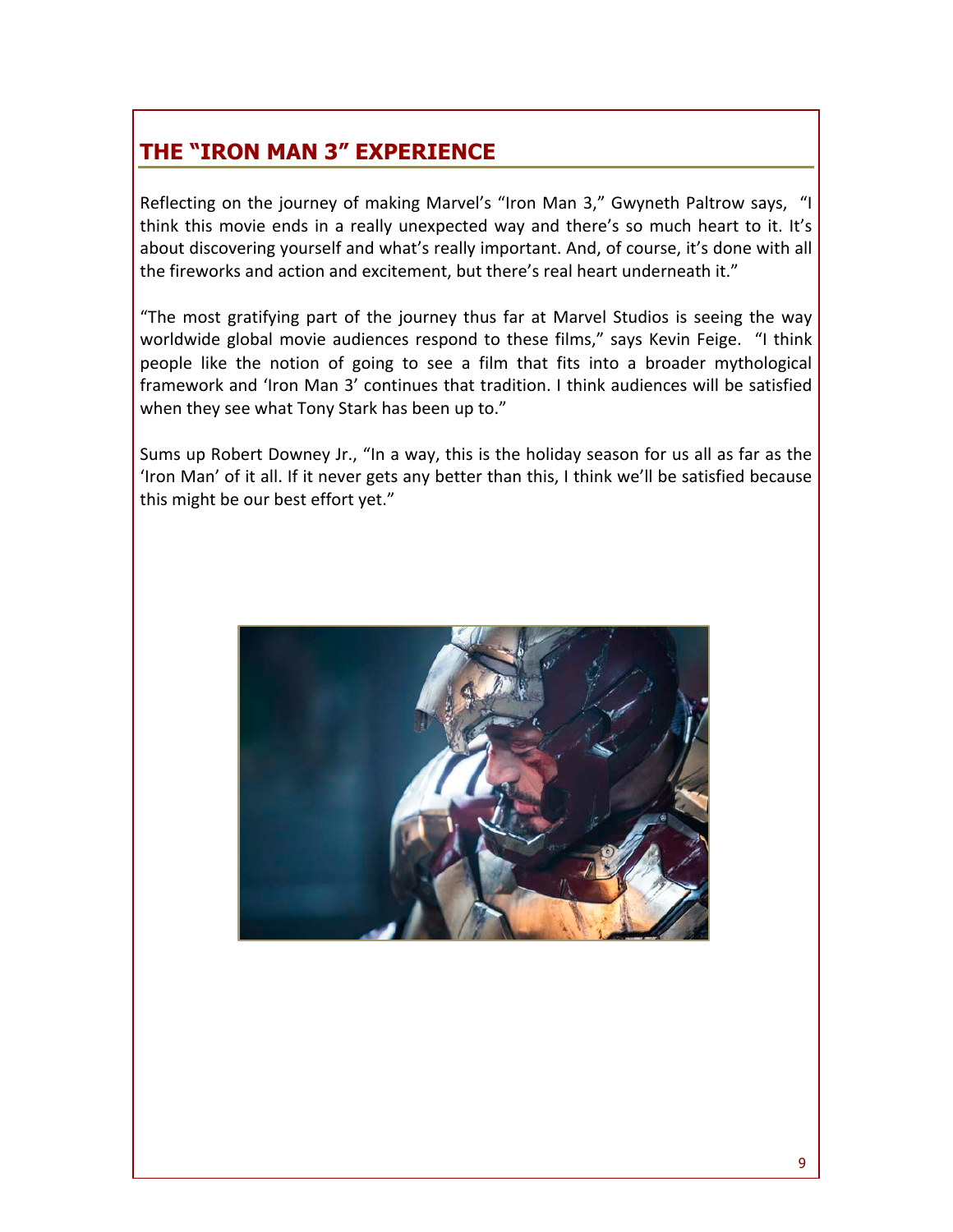## THE "IRON MAN 3" EXPERIENCE

Reflecting on the journey of making Marvel's "Iron Man 3," Gwyneth Paltrow says, "I think this movie ends in a really unexpected way and there's so much heart to it. It's about discovering yourself and what's really important. And, of course, it's done with all the fireworks and action and excitement, but there's real heart underneath it."

"The most gratifying part of the journey thus far at Marvel Studios is seeing the way worldwide global movie audiences respond to these films," says Kevin Feige. "I think people like the notion of going to see a film that fits into a broader mythological framework and 'Iron Man 3' continues that tradition. I think audiences will be satisfied when they see what Tony Stark has been up to."

Sums up Robert Downey Jr., "In a way, this is the holiday season for us all as far as the 'Iron Man' of it all. If it never gets any better than this, I think we'll be satisfied because this might be our best effort yet."